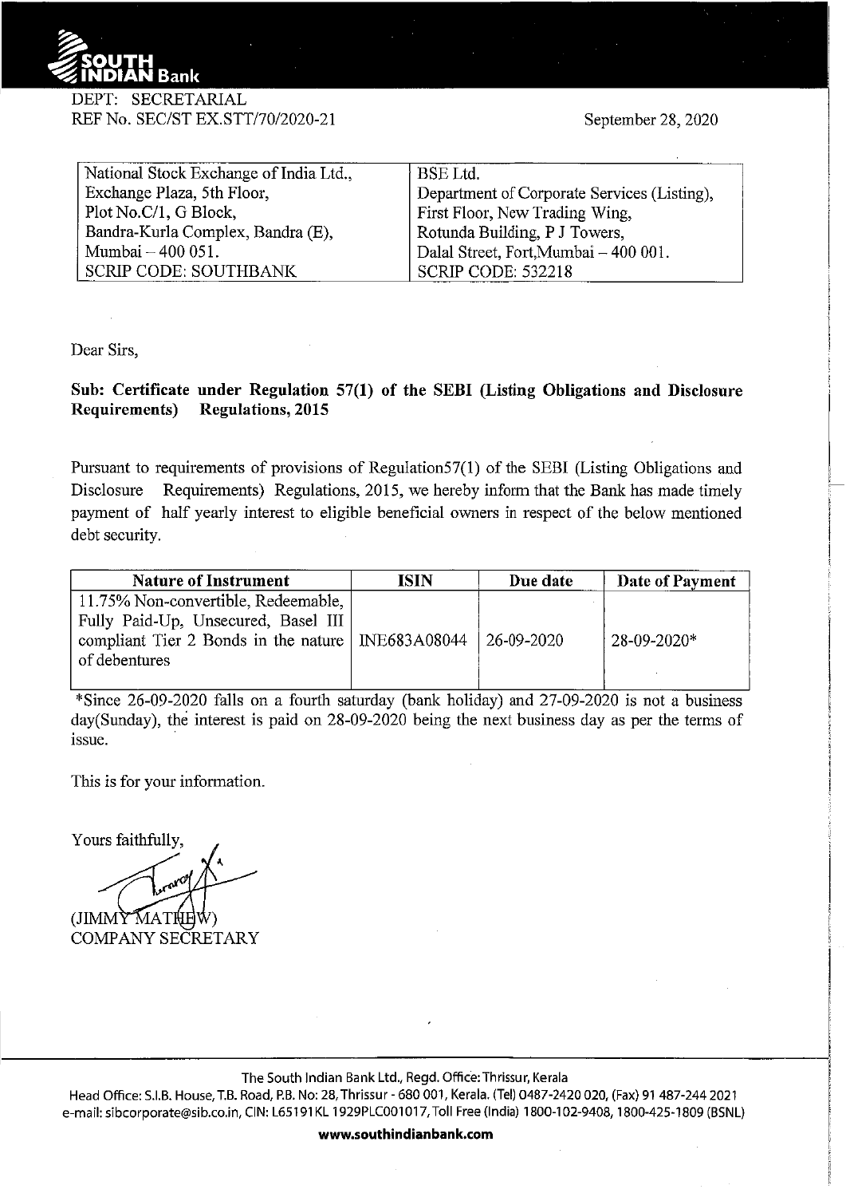DEPT: SECRETARIAL
REF No. SEC/ST EX.STT/70/2020-21

September 28, 2020

| National Stock Exchange of India Ltd., | BSE Ltd. |
|---|---|
| Exchange Plaza, 5th Floor, | Department of Corporate Services (Listing), |
| Plot No.C/1, G Block, | First Floor, New Trading Wing, |
| Bandra-Kurla Complex, Bandra (E), | Rotunda Building, P J Towers, |
| Mumbai – 400 051. | Dalal Street, Fort,Mumbai – 400 001. |
| SCRIP CODE: SOUTHBANK | SCRIP CODE: 532218 |

Dear Sirs,

**Sub: Certificate under Regulation 57(1) of the SEBI (Listing Obligations and Disclosure Requirements) Regulations, 2015**

Pursuant to requirements of provisions of Regulation57(1) of the SEBI (Listing Obligations and Disclosure Requirements) Regulations, 2015, we hereby inform that the Bank has made timely payment of half yearly interest to eligible beneficial owners in respect of the below mentioned debt security.

| Nature of Instrument | ISIN | Due date | Date of Payment |
|---|---|---|---|
| 11.75% Non-convertible, Redeemable, Fully Paid-Up, Unsecured, Basel III compliant Tier 2 Bonds in the nature of debentures | INE683A08044 | 26-09-2020 | 28-09-2020* |

*Since 26-09-2020 falls on a fourth saturday (bank holiday) and 27-09-2020 is not a business day(Sunday), the interest is paid on 28-09-2020 being the next business day as per the terms of issue.

This is for your information.

Yours faithfully,

(JIMMY MATHEW)
COMPANY SECRETARY

The South Indian Bank Ltd., Regd. Office: Thrissur, Kerala
Head Office: S.I.B. House, T.B. Road, P.B. No: 28, Thrissur - 680 001, Kerala. (Tel) 0487-2420 020, (Fax) 91 487-244 2021
e-mail: sibcorporate@sib.co.in, CIN: L65191KL1929PLC001017, Toll Free (India) 1800-102-9408, 1800-425-1809 (BSNL)

**www.southindianbank.com**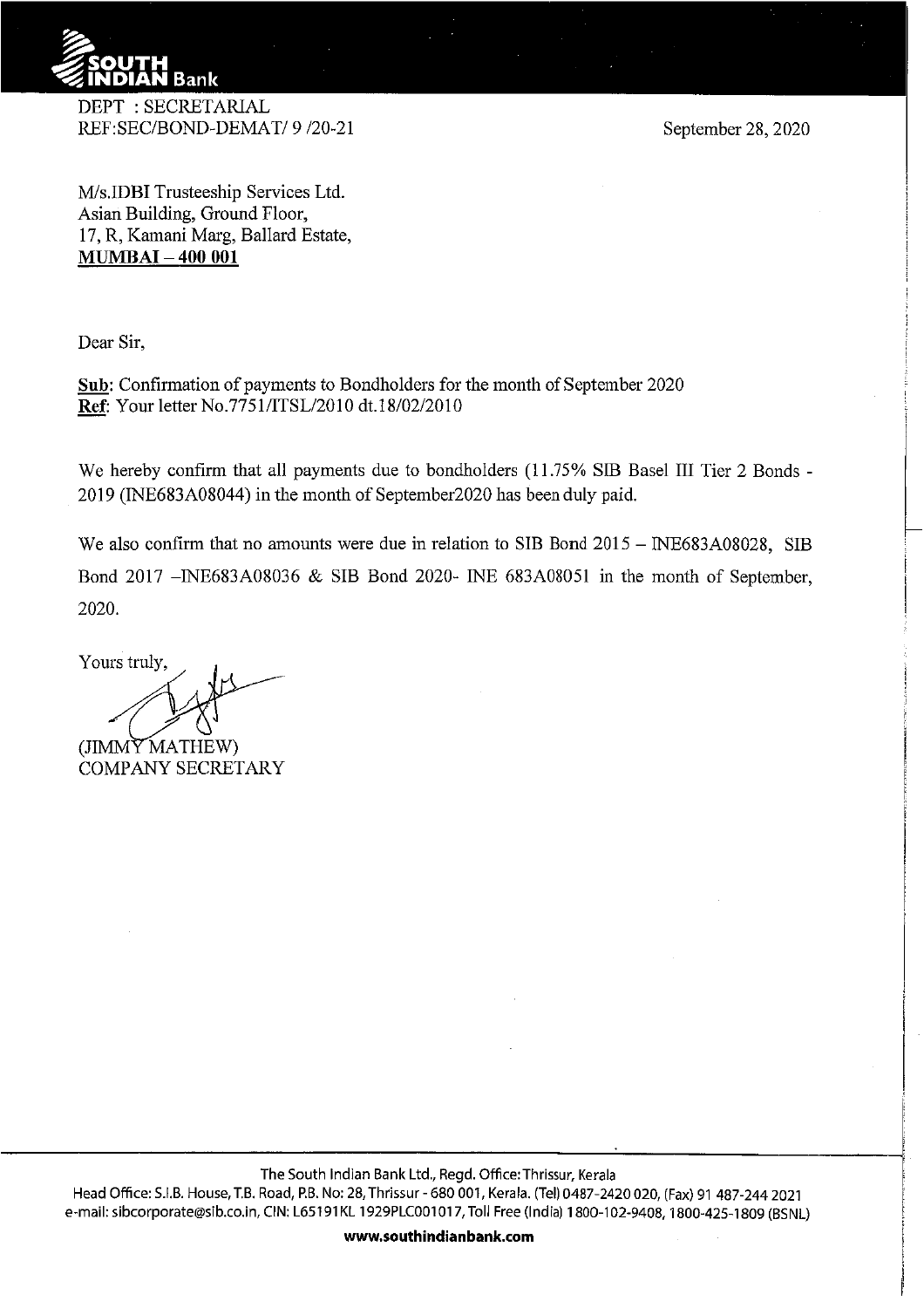DEPT : SECRETARIAL
REF:SEC/BOND-DEMAT/ 9 /20-21

September 28, 2020

M/s.IDBI Trusteeship Services Ltd.
Asian Building, Ground Floor,
17, R, Kamani Marg, Ballard Estate,
**MUMBAI – 400 001**

Dear Sir,

**Sub**: Confirmation of payments to Bondholders for the month of September 2020
**Ref**: Your letter No.7751/ITSL/2010 dt.18/02/2010

We hereby confirm that all payments due to bondholders (11.75% SIB Basel III Tier 2 Bonds - 2019 (INE683A08044) in the month of September2020 has been duly paid.

We also confirm that no amounts were due in relation to SIB Bond 2015 – INE683A08028, SIB Bond 2017 –INE683A08036 & SIB Bond 2020- INE 683A08051 in the month of September, 2020.

Yours truly,

(JIMMY MATHEW)
COMPANY SECRETARY

The South Indian Bank Ltd., Regd. Office: Thrissur, Kerala
Head Office: S.I.B. House, T.B. Road, P.B. No: 28, Thrissur - 680 001, Kerala. (Tel) 0487-2420 020, (Fax) 91 487-244 2021
e-mail: sibcorporate@sib.co.in, CIN: L65191KL 1929PLC001017, Toll Free (India) 1800-102-9408, 1800-425-1809 (BSNL)

**www.southindianbank.com**